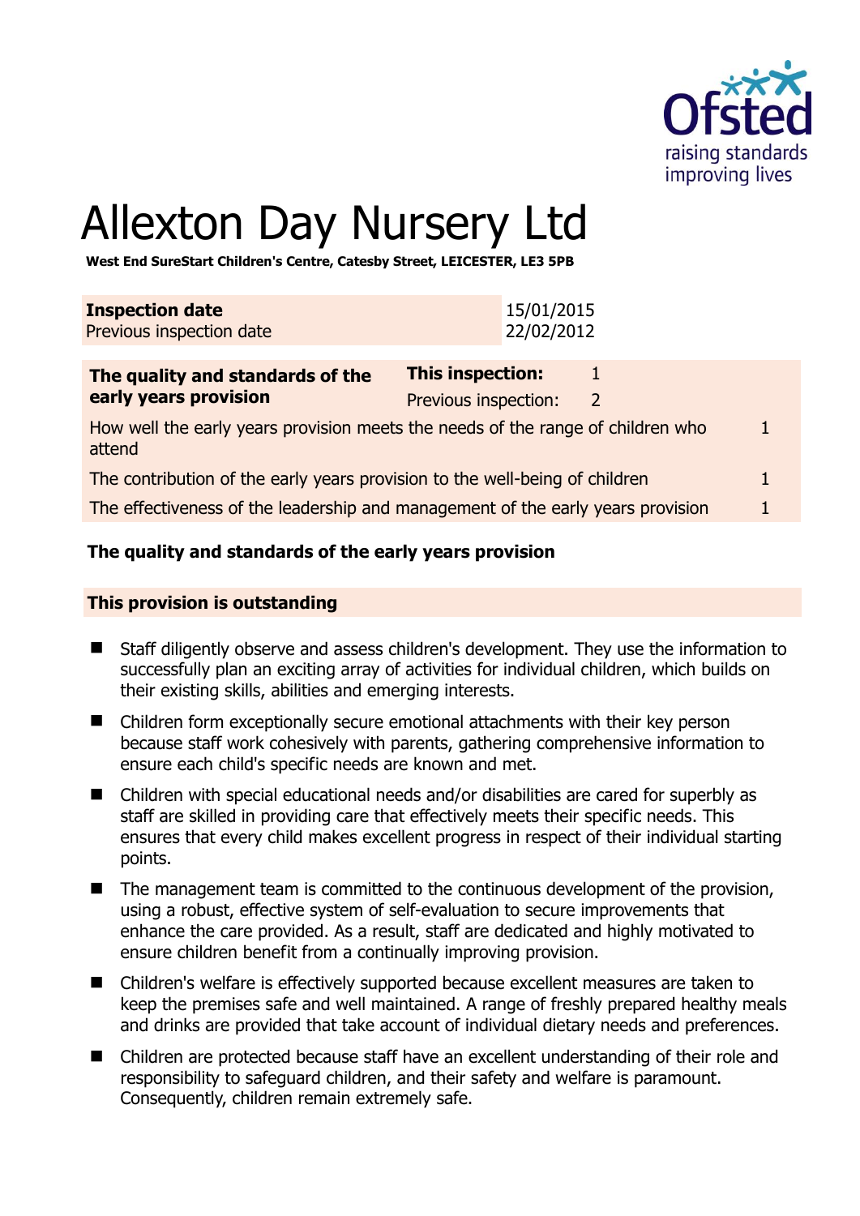Ofsted
raising standards
improving lives

# Allexton Day Nursery Ltd

**West End SureStart Children's Centre, Catesby Street, LEICESTER, LE3 5PB**

| **Inspection date** | 15/01/2015 |
|---|---|
| Previous inspection date | 22/02/2012 |

| **The quality and standards of the early years provision** | **This inspection:** | 1 |
|---|---|---|
| | Previous inspection: | 2 |
| How well the early years provision meets the needs of the range of children who attend | | 1 |
| The contribution of the early years provision to the well-being of children | | 1 |
| The effectiveness of the leadership and management of the early years provision | | 1 |

## The quality and standards of the early years provision

### This provision is outstanding

- Staff diligently observe and assess children's development. They use the information to successfully plan an exciting array of activities for individual children, which builds on their existing skills, abilities and emerging interests.
- Children form exceptionally secure emotional attachments with their key person because staff work cohesively with parents, gathering comprehensive information to ensure each child's specific needs are known and met.
- Children with special educational needs and/or disabilities are cared for superbly as staff are skilled in providing care that effectively meets their specific needs. This ensures that every child makes excellent progress in respect of their individual starting points.
- The management team is committed to the continuous development of the provision, using a robust, effective system of self-evaluation to secure improvements that enhance the care provided. As a result, staff are dedicated and highly motivated to ensure children benefit from a continually improving provision.
- Children's welfare is effectively supported because excellent measures are taken to keep the premises safe and well maintained. A range of freshly prepared healthy meals and drinks are provided that take account of individual dietary needs and preferences.
- Children are protected because staff have an excellent understanding of their role and responsibility to safeguard children, and their safety and welfare is paramount. Consequently, children remain extremely safe.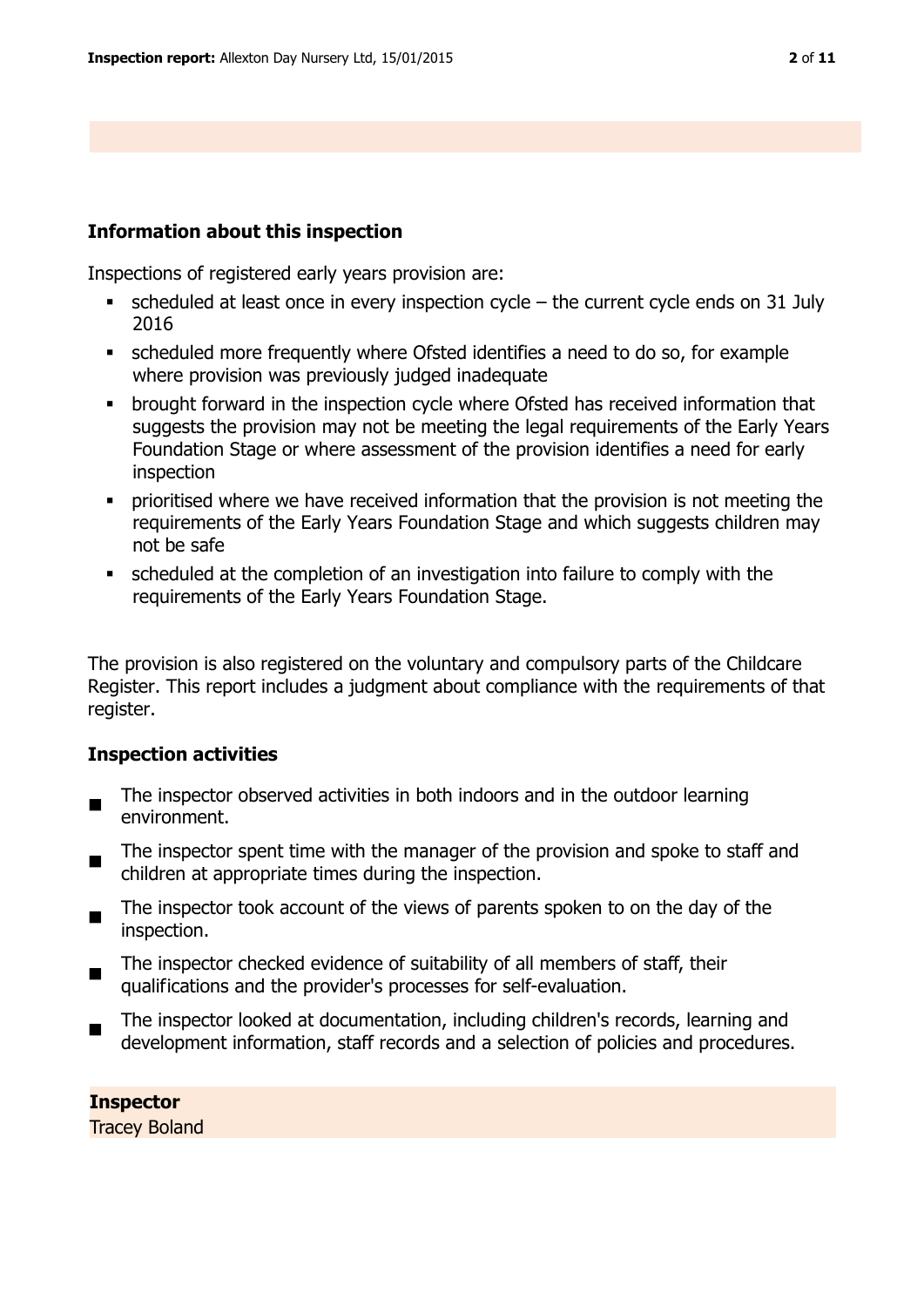## Information about this inspection

Inspections of registered early years provision are:

- scheduled at least once in every inspection cycle – the current cycle ends on 31 July 2016
- scheduled more frequently where Ofsted identifies a need to do so, for example where provision was previously judged inadequate
- brought forward in the inspection cycle where Ofsted has received information that suggests the provision may not be meeting the legal requirements of the Early Years Foundation Stage or where assessment of the provision identifies a need for early inspection
- prioritised where we have received information that the provision is not meeting the requirements of the Early Years Foundation Stage and which suggests children may not be safe
- scheduled at the completion of an investigation into failure to comply with the requirements of the Early Years Foundation Stage.

The provision is also registered on the voluntary and compulsory parts of the Childcare Register. This report includes a judgment about compliance with the requirements of that register.

### Inspection activities

- The inspector observed activities in both indoors and in the outdoor learning environment.
- The inspector spent time with the manager of the provision and spoke to staff and children at appropriate times during the inspection.
- The inspector took account of the views of parents spoken to on the day of the inspection.
- The inspector checked evidence of suitability of all members of staff, their qualifications and the provider's processes for self-evaluation.
- The inspector looked at documentation, including children's records, learning and development information, staff records and a selection of policies and procedures.

**Inspector**

Tracey Boland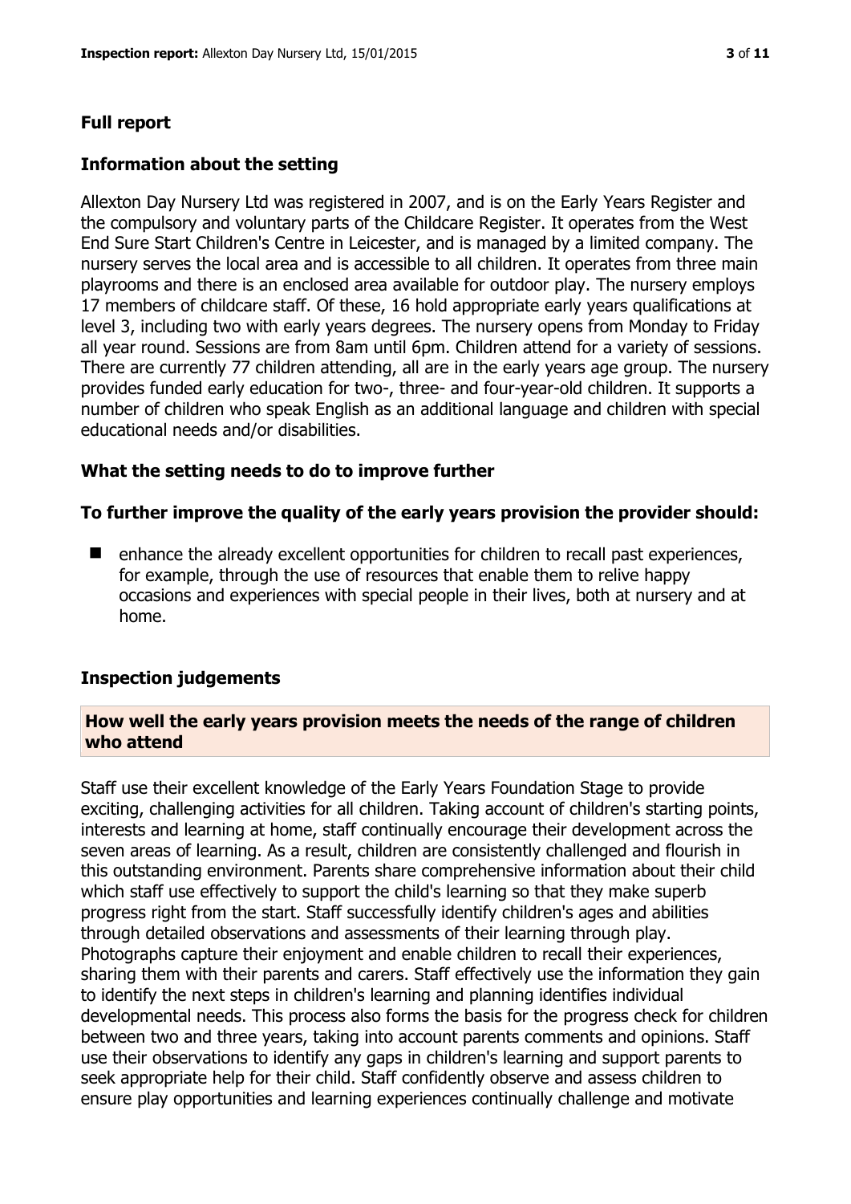## Full report

### Information about the setting

Allexton Day Nursery Ltd was registered in 2007, and is on the Early Years Register and the compulsory and voluntary parts of the Childcare Register. It operates from the West End Sure Start Children's Centre in Leicester, and is managed by a limited company. The nursery serves the local area and is accessible to all children. It operates from three main playrooms and there is an enclosed area available for outdoor play. The nursery employs 17 members of childcare staff. Of these, 16 hold appropriate early years qualifications at level 3, including two with early years degrees. The nursery opens from Monday to Friday all year round. Sessions are from 8am until 6pm. Children attend for a variety of sessions. There are currently 77 children attending, all are in the early years age group. The nursery provides funded early education for two-, three- and four-year-old children. It supports a number of children who speak English as an additional language and children with special educational needs and/or disabilities.

### What the setting needs to do to improve further

#### To further improve the quality of the early years provision the provider should:

- enhance the already excellent opportunities for children to recall past experiences, for example, through the use of resources that enable them to relive happy occasions and experiences with special people in their lives, both at nursery and at home.

### Inspection judgements

#### How well the early years provision meets the needs of the range of children who attend

Staff use their excellent knowledge of the Early Years Foundation Stage to provide exciting, challenging activities for all children. Taking account of children's starting points, interests and learning at home, staff continually encourage their development across the seven areas of learning. As a result, children are consistently challenged and flourish in this outstanding environment. Parents share comprehensive information about their child which staff use effectively to support the child's learning so that they make superb progress right from the start. Staff successfully identify children's ages and abilities through detailed observations and assessments of their learning through play. Photographs capture their enjoyment and enable children to recall their experiences, sharing them with their parents and carers. Staff effectively use the information they gain to identify the next steps in children's learning and planning identifies individual developmental needs. This process also forms the basis for the progress check for children between two and three years, taking into account parents comments and opinions. Staff use their observations to identify any gaps in children's learning and support parents to seek appropriate help for their child. Staff confidently observe and assess children to ensure play opportunities and learning experiences continually challenge and motivate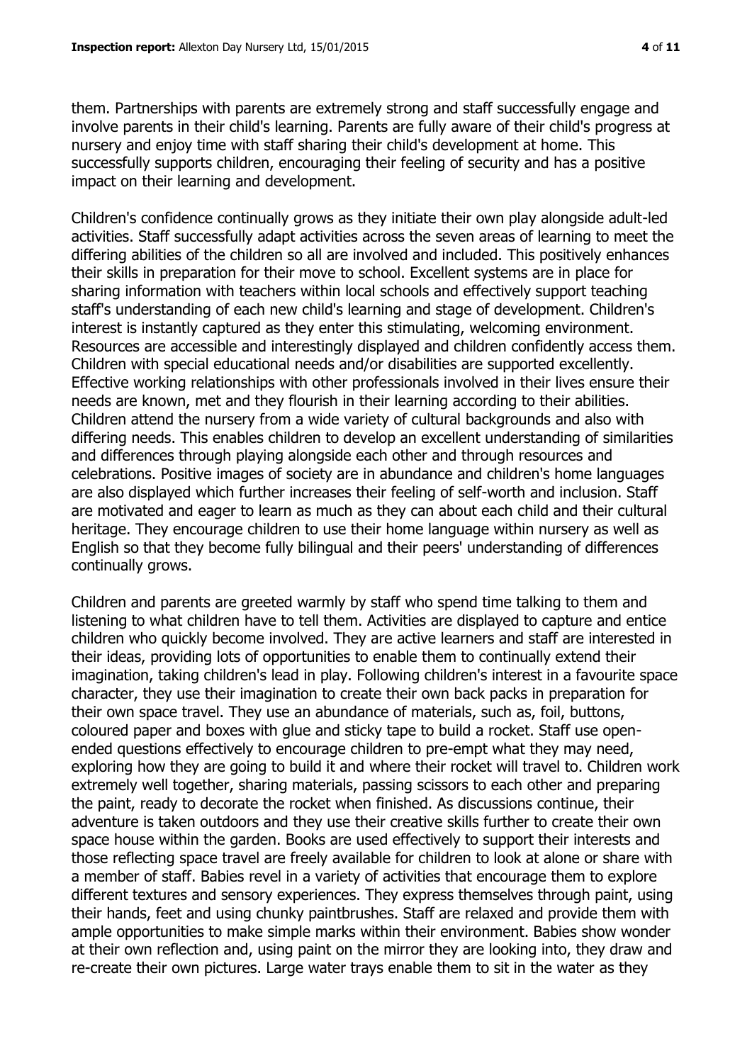them. Partnerships with parents are extremely strong and staff successfully engage and involve parents in their child's learning. Parents are fully aware of their child's progress at nursery and enjoy time with staff sharing their child's development at home. This successfully supports children, encouraging their feeling of security and has a positive impact on their learning and development.

Children's confidence continually grows as they initiate their own play alongside adult-led activities. Staff successfully adapt activities across the seven areas of learning to meet the differing abilities of the children so all are involved and included. This positively enhances their skills in preparation for their move to school. Excellent systems are in place for sharing information with teachers within local schools and effectively support teaching staff's understanding of each new child's learning and stage of development. Children's interest is instantly captured as they enter this stimulating, welcoming environment. Resources are accessible and interestingly displayed and children confidently access them. Children with special educational needs and/or disabilities are supported excellently. Effective working relationships with other professionals involved in their lives ensure their needs are known, met and they flourish in their learning according to their abilities. Children attend the nursery from a wide variety of cultural backgrounds and also with differing needs. This enables children to develop an excellent understanding of similarities and differences through playing alongside each other and through resources and celebrations. Positive images of society are in abundance and children's home languages are also displayed which further increases their feeling of self-worth and inclusion. Staff are motivated and eager to learn as much as they can about each child and their cultural heritage. They encourage children to use their home language within nursery as well as English so that they become fully bilingual and their peers' understanding of differences continually grows.

Children and parents are greeted warmly by staff who spend time talking to them and listening to what children have to tell them. Activities are displayed to capture and entice children who quickly become involved. They are active learners and staff are interested in their ideas, providing lots of opportunities to enable them to continually extend their imagination, taking children's lead in play. Following children's interest in a favourite space character, they use their imagination to create their own back packs in preparation for their own space travel. They use an abundance of materials, such as, foil, buttons, coloured paper and boxes with glue and sticky tape to build a rocket. Staff use open-ended questions effectively to encourage children to pre-empt what they may need, exploring how they are going to build it and where their rocket will travel to. Children work extremely well together, sharing materials, passing scissors to each other and preparing the paint, ready to decorate the rocket when finished. As discussions continue, their adventure is taken outdoors and they use their creative skills further to create their own space house within the garden. Books are used effectively to support their interests and those reflecting space travel are freely available for children to look at alone or share with a member of staff. Babies revel in a variety of activities that encourage them to explore different textures and sensory experiences. They express themselves through paint, using their hands, feet and using chunky paintbrushes. Staff are relaxed and provide them with ample opportunities to make simple marks within their environment. Babies show wonder at their own reflection and, using paint on the mirror they are looking into, they draw and re-create their own pictures. Large water trays enable them to sit in the water as they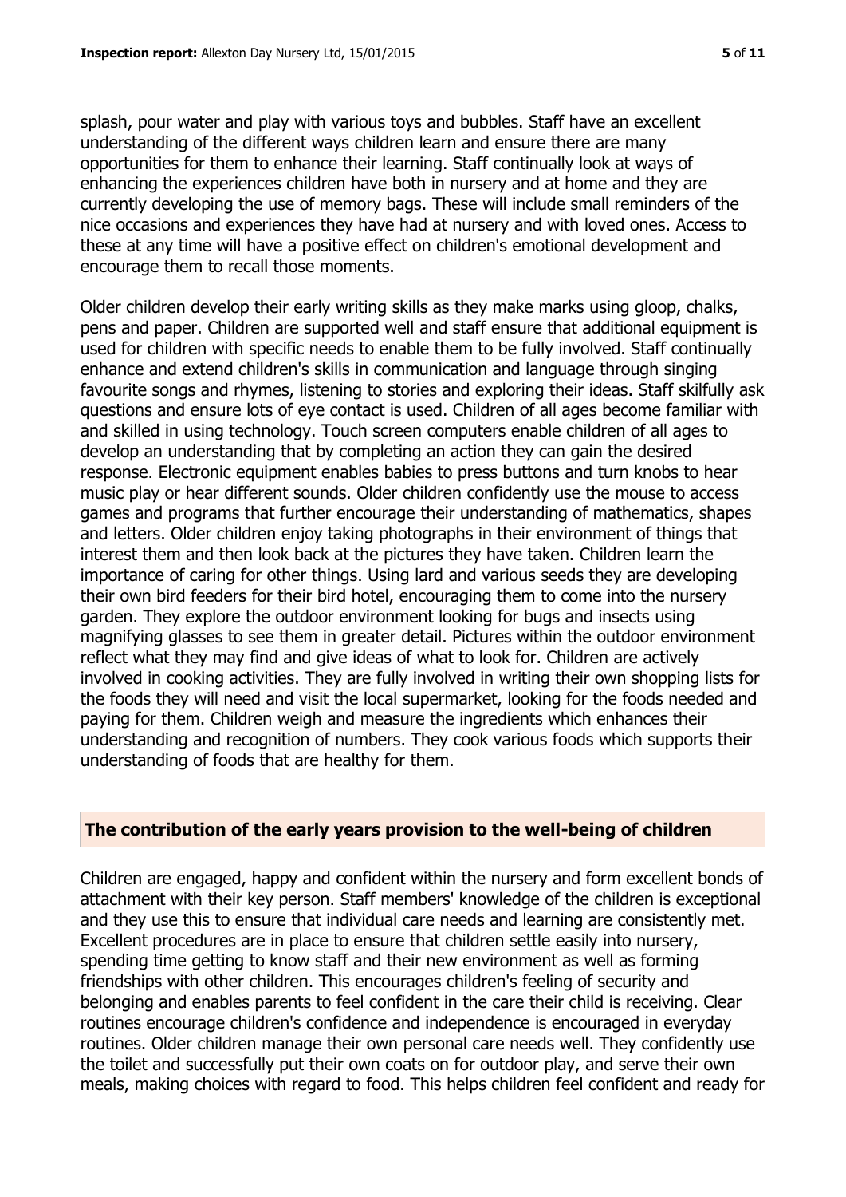splash, pour water and play with various toys and bubbles. Staff have an excellent understanding of the different ways children learn and ensure there are many opportunities for them to enhance their learning. Staff continually look at ways of enhancing the experiences children have both in nursery and at home and they are currently developing the use of memory bags. These will include small reminders of the nice occasions and experiences they have had at nursery and with loved ones. Access to these at any time will have a positive effect on children's emotional development and encourage them to recall those moments.

Older children develop their early writing skills as they make marks using gloop, chalks, pens and paper. Children are supported well and staff ensure that additional equipment is used for children with specific needs to enable them to be fully involved. Staff continually enhance and extend children's skills in communication and language through singing favourite songs and rhymes, listening to stories and exploring their ideas. Staff skilfully ask questions and ensure lots of eye contact is used. Children of all ages become familiar with and skilled in using technology. Touch screen computers enable children of all ages to develop an understanding that by completing an action they can gain the desired response. Electronic equipment enables babies to press buttons and turn knobs to hear music play or hear different sounds. Older children confidently use the mouse to access games and programs that further encourage their understanding of mathematics, shapes and letters. Older children enjoy taking photographs in their environment of things that interest them and then look back at the pictures they have taken. Children learn the importance of caring for other things. Using lard and various seeds they are developing their own bird feeders for their bird hotel, encouraging them to come into the nursery garden. They explore the outdoor environment looking for bugs and insects using magnifying glasses to see them in greater detail. Pictures within the outdoor environment reflect what they may find and give ideas of what to look for. Children are actively involved in cooking activities. They are fully involved in writing their own shopping lists for the foods they will need and visit the local supermarket, looking for the foods needed and paying for them. Children weigh and measure the ingredients which enhances their understanding and recognition of numbers. They cook various foods which supports their understanding of foods that are healthy for them.

## The contribution of the early years provision to the well-being of children

Children are engaged, happy and confident within the nursery and form excellent bonds of attachment with their key person. Staff members' knowledge of the children is exceptional and they use this to ensure that individual care needs and learning are consistently met. Excellent procedures are in place to ensure that children settle easily into nursery, spending time getting to know staff and their new environment as well as forming friendships with other children. This encourages children's feeling of security and belonging and enables parents to feel confident in the care their child is receiving. Clear routines encourage children's confidence and independence is encouraged in everyday routines. Older children manage their own personal care needs well. They confidently use the toilet and successfully put their own coats on for outdoor play, and serve their own meals, making choices with regard to food. This helps children feel confident and ready for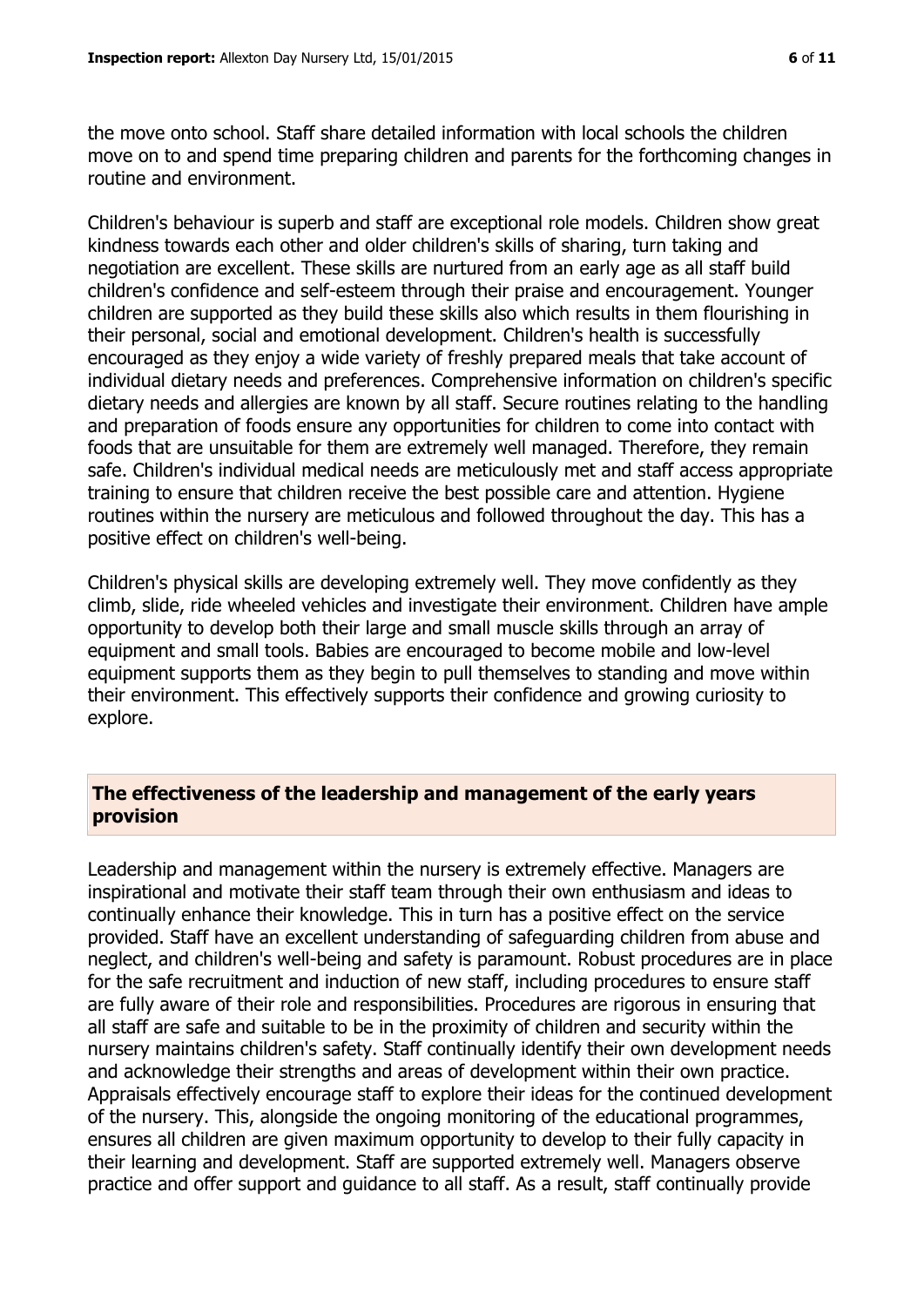the move onto school. Staff share detailed information with local schools the children move on to and spend time preparing children and parents for the forthcoming changes in routine and environment.

Children's behaviour is superb and staff are exceptional role models. Children show great kindness towards each other and older children's skills of sharing, turn taking and negotiation are excellent. These skills are nurtured from an early age as all staff build children's confidence and self-esteem through their praise and encouragement. Younger children are supported as they build these skills also which results in them flourishing in their personal, social and emotional development. Children's health is successfully encouraged as they enjoy a wide variety of freshly prepared meals that take account of individual dietary needs and preferences. Comprehensive information on children's specific dietary needs and allergies are known by all staff. Secure routines relating to the handling and preparation of foods ensure any opportunities for children to come into contact with foods that are unsuitable for them are extremely well managed. Therefore, they remain safe. Children's individual medical needs are meticulously met and staff access appropriate training to ensure that children receive the best possible care and attention. Hygiene routines within the nursery are meticulous and followed throughout the day. This has a positive effect on children's well-being.

Children's physical skills are developing extremely well. They move confidently as they climb, slide, ride wheeled vehicles and investigate their environment. Children have ample opportunity to develop both their large and small muscle skills through an array of equipment and small tools. Babies are encouraged to become mobile and low-level equipment supports them as they begin to pull themselves to standing and move within their environment. This effectively supports their confidence and growing curiosity to explore.

## The effectiveness of the leadership and management of the early years provision

Leadership and management within the nursery is extremely effective. Managers are inspirational and motivate their staff team through their own enthusiasm and ideas to continually enhance their knowledge. This in turn has a positive effect on the service provided. Staff have an excellent understanding of safeguarding children from abuse and neglect, and children's well-being and safety is paramount. Robust procedures are in place for the safe recruitment and induction of new staff, including procedures to ensure staff are fully aware of their role and responsibilities. Procedures are rigorous in ensuring that all staff are safe and suitable to be in the proximity of children and security within the nursery maintains children's safety. Staff continually identify their own development needs and acknowledge their strengths and areas of development within their own practice. Appraisals effectively encourage staff to explore their ideas for the continued development of the nursery. This, alongside the ongoing monitoring of the educational programmes, ensures all children are given maximum opportunity to develop to their fully capacity in their learning and development. Staff are supported extremely well. Managers observe practice and offer support and guidance to all staff. As a result, staff continually provide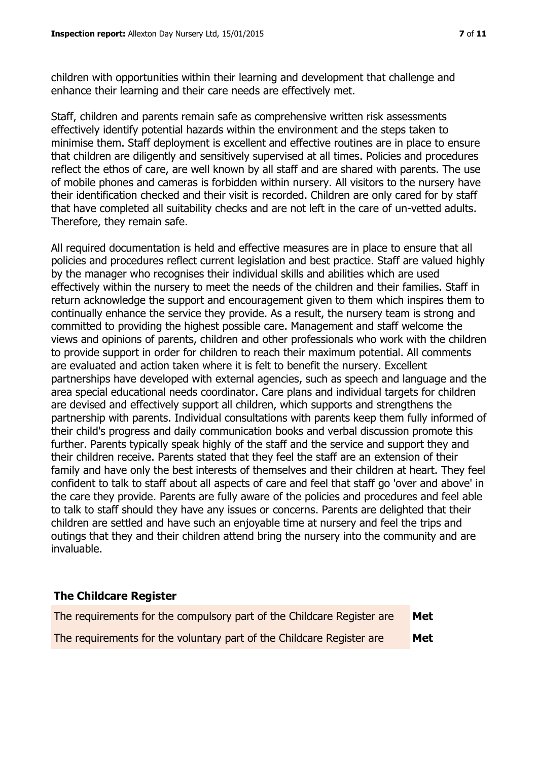children with opportunities within their learning and development that challenge and enhance their learning and their care needs are effectively met.

Staff, children and parents remain safe as comprehensive written risk assessments effectively identify potential hazards within the environment and the steps taken to minimise them. Staff deployment is excellent and effective routines are in place to ensure that children are diligently and sensitively supervised at all times. Policies and procedures reflect the ethos of care, are well known by all staff and are shared with parents. The use of mobile phones and cameras is forbidden within nursery. All visitors to the nursery have their identification checked and their visit is recorded. Children are only cared for by staff that have completed all suitability checks and are not left in the care of un-vetted adults. Therefore, they remain safe.

All required documentation is held and effective measures are in place to ensure that all policies and procedures reflect current legislation and best practice. Staff are valued highly by the manager who recognises their individual skills and abilities which are used effectively within the nursery to meet the needs of the children and their families. Staff in return acknowledge the support and encouragement given to them which inspires them to continually enhance the service they provide. As a result, the nursery team is strong and committed to providing the highest possible care. Management and staff welcome the views and opinions of parents, children and other professionals who work with the children to provide support in order for children to reach their maximum potential. All comments are evaluated and action taken where it is felt to benefit the nursery. Excellent partnerships have developed with external agencies, such as speech and language and the area special educational needs coordinator. Care plans and individual targets for children are devised and effectively support all children, which supports and strengthens the partnership with parents. Individual consultations with parents keep them fully informed of their child's progress and daily communication books and verbal discussion promote this further. Parents typically speak highly of the staff and the service and support they and their children receive. Parents stated that they feel the staff are an extension of their family and have only the best interests of themselves and their children at heart. They feel confident to talk to staff about all aspects of care and feel that staff go 'over and above' in the care they provide. Parents are fully aware of the policies and procedures and feel able to talk to staff should they have any issues or concerns. Parents are delighted that their children are settled and have such an enjoyable time at nursery and feel the trips and outings that they and their children attend bring the nursery into the community and are invaluable.

## The Childcare Register

| | |
|---|---|
| The requirements for the compulsory part of the Childcare Register are | **Met** |
| The requirements for the voluntary part of the Childcare Register are | **Met** |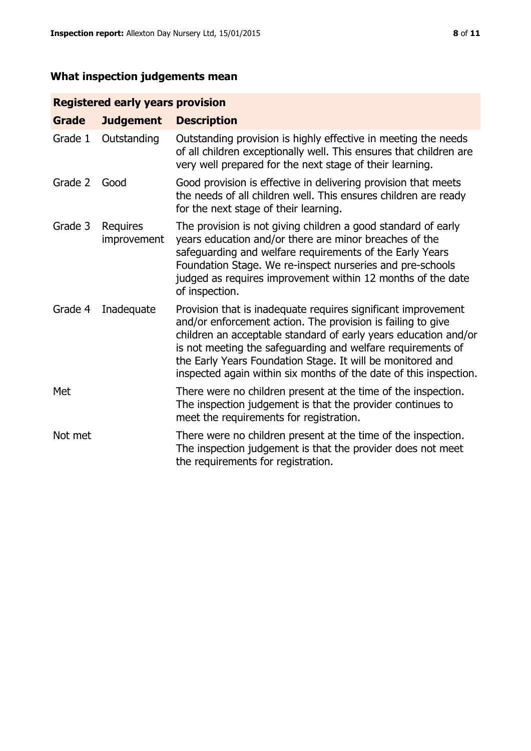## What inspection judgements mean

| Registered early years provision | | |
|---|---|---|
| **Grade** | **Judgement** | **Description** |
| Grade 1 | Outstanding | Outstanding provision is highly effective in meeting the needs of all children exceptionally well. This ensures that children are very well prepared for the next stage of their learning. |
| Grade 2 | Good | Good provision is effective in delivering provision that meets the needs of all children well. This ensures children are ready for the next stage of their learning. |
| Grade 3 | Requires improvement | The provision is not giving children a good standard of early years education and/or there are minor breaches of the safeguarding and welfare requirements of the Early Years Foundation Stage. We re-inspect nurseries and pre-schools judged as requires improvement within 12 months of the date of inspection. |
| Grade 4 | Inadequate | Provision that is inadequate requires significant improvement and/or enforcement action. The provision is failing to give children an acceptable standard of early years education and/or is not meeting the safeguarding and welfare requirements of the Early Years Foundation Stage. It will be monitored and inspected again within six months of the date of this inspection. |
| Met | | There were no children present at the time of the inspection. The inspection judgement is that the provider continues to meet the requirements for registration. |
| Not met | | There were no children present at the time of the inspection. The inspection judgement is that the provider does not meet the requirements for registration. |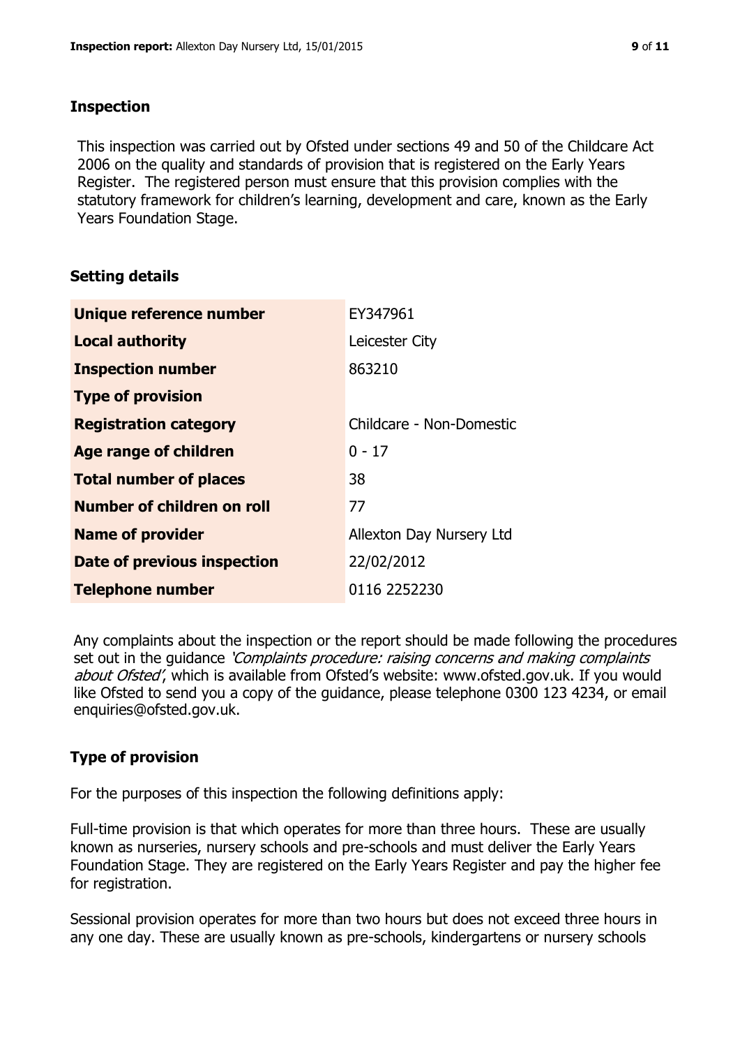## Inspection

This inspection was carried out by Ofsted under sections 49 and 50 of the Childcare Act 2006 on the quality and standards of provision that is registered on the Early Years Register. The registered person must ensure that this provision complies with the statutory framework for children's learning, development and care, known as the Early Years Foundation Stage.

## Setting details

| | |
|---|---|
| **Unique reference number** | EY347961 |
| **Local authority** | Leicester City |
| **Inspection number** | 863210 |
| **Type of provision** | |
| **Registration category** | Childcare - Non-Domestic |
| **Age range of children** | 0 - 17 |
| **Total number of places** | 38 |
| **Number of children on roll** | 77 |
| **Name of provider** | Allexton Day Nursery Ltd |
| **Date of previous inspection** | 22/02/2012 |
| **Telephone number** | 0116 2252230 |

Any complaints about the inspection or the report should be made following the procedures set out in the guidance *'Complaints procedure: raising concerns and making complaints about Ofsted'*, which is available from Ofsted's website: www.ofsted.gov.uk. If you would like Ofsted to send you a copy of the guidance, please telephone 0300 123 4234, or email enquiries@ofsted.gov.uk.

## Type of provision

For the purposes of this inspection the following definitions apply:

Full-time provision is that which operates for more than three hours. These are usually known as nurseries, nursery schools and pre-schools and must deliver the Early Years Foundation Stage. They are registered on the Early Years Register and pay the higher fee for registration.

Sessional provision operates for more than two hours but does not exceed three hours in any one day. These are usually known as pre-schools, kindergartens or nursery schools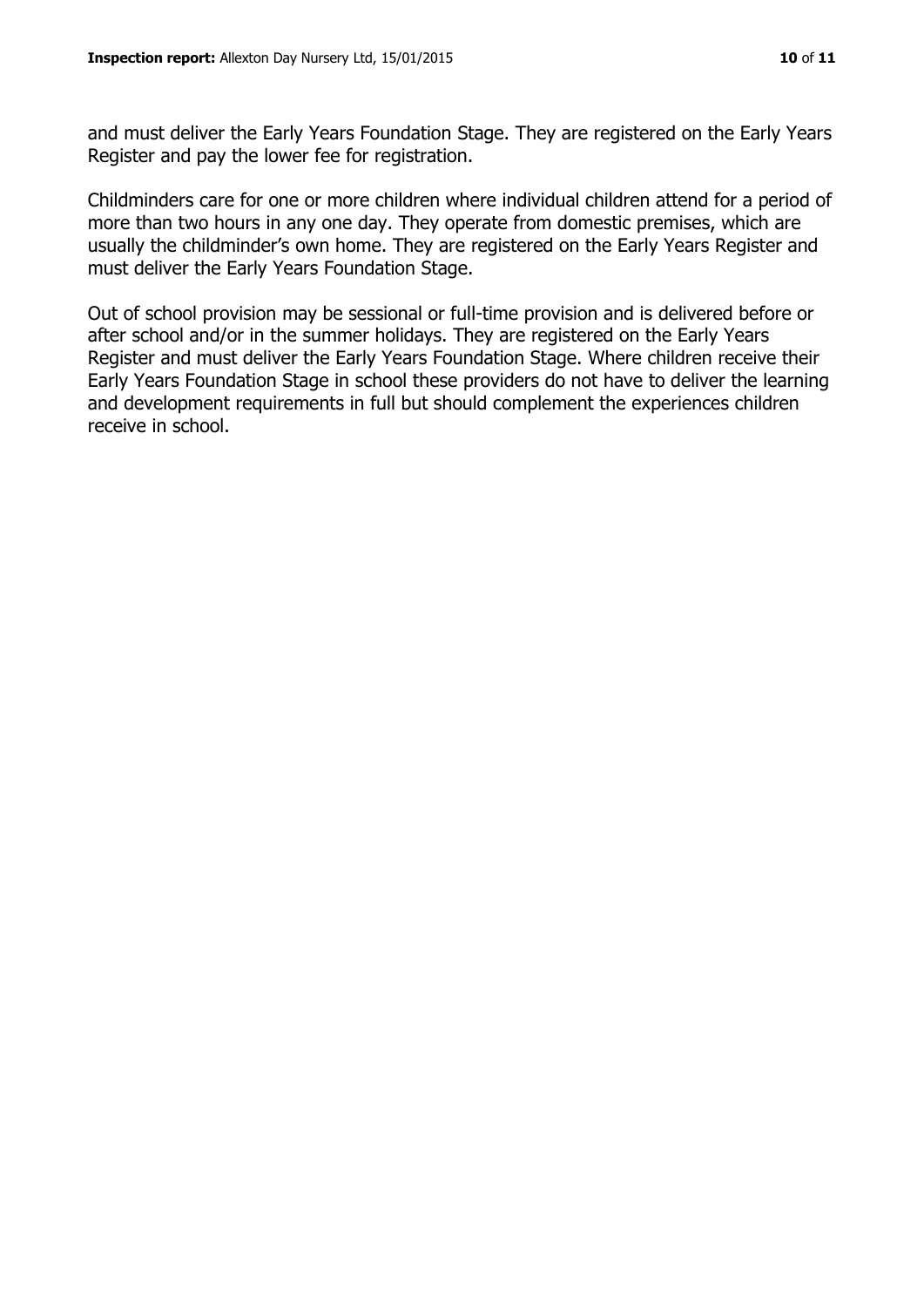and must deliver the Early Years Foundation Stage. They are registered on the Early Years Register and pay the lower fee for registration.

Childminders care for one or more children where individual children attend for a period of more than two hours in any one day. They operate from domestic premises, which are usually the childminder's own home. They are registered on the Early Years Register and must deliver the Early Years Foundation Stage.

Out of school provision may be sessional or full-time provision and is delivered before or after school and/or in the summer holidays. They are registered on the Early Years Register and must deliver the Early Years Foundation Stage. Where children receive their Early Years Foundation Stage in school these providers do not have to deliver the learning and development requirements in full but should complement the experiences children receive in school.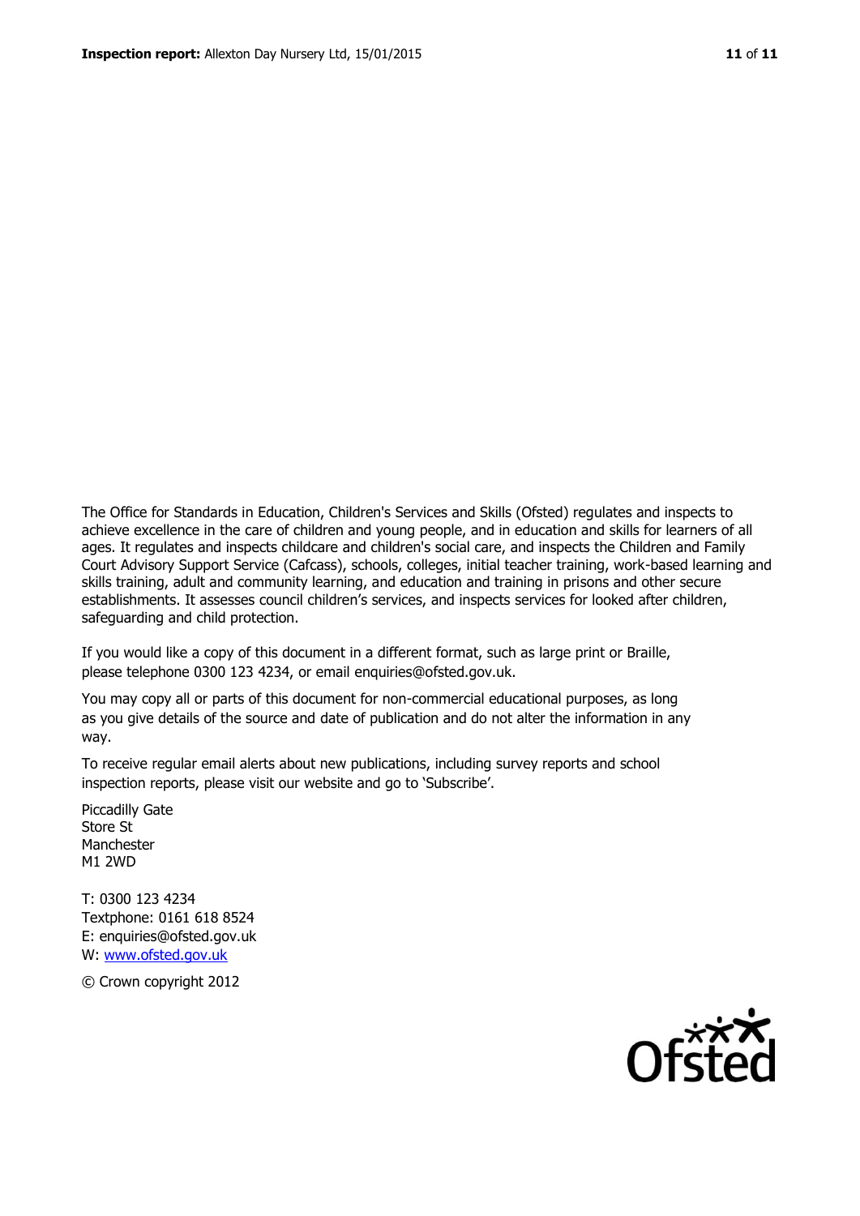The Office for Standards in Education, Children's Services and Skills (Ofsted) regulates and inspects to achieve excellence in the care of children and young people, and in education and skills for learners of all ages. It regulates and inspects childcare and children's social care, and inspects the Children and Family Court Advisory Support Service (Cafcass), schools, colleges, initial teacher training, work-based learning and skills training, adult and community learning, and education and training in prisons and other secure establishments. It assesses council children's services, and inspects services for looked after children, safeguarding and child protection.

If you would like a copy of this document in a different format, such as large print or Braille, please telephone 0300 123 4234, or email enquiries@ofsted.gov.uk.

You may copy all or parts of this document for non-commercial educational purposes, as long as you give details of the source and date of publication and do not alter the information in any way.

To receive regular email alerts about new publications, including survey reports and school inspection reports, please visit our website and go to 'Subscribe'.

Piccadilly Gate
Store St
Manchester
M1 2WD

T: 0300 123 4234
Textphone: 0161 618 8524
E: enquiries@ofsted.gov.uk
W: www.ofsted.gov.uk

© Crown copyright 2012

Ofsted